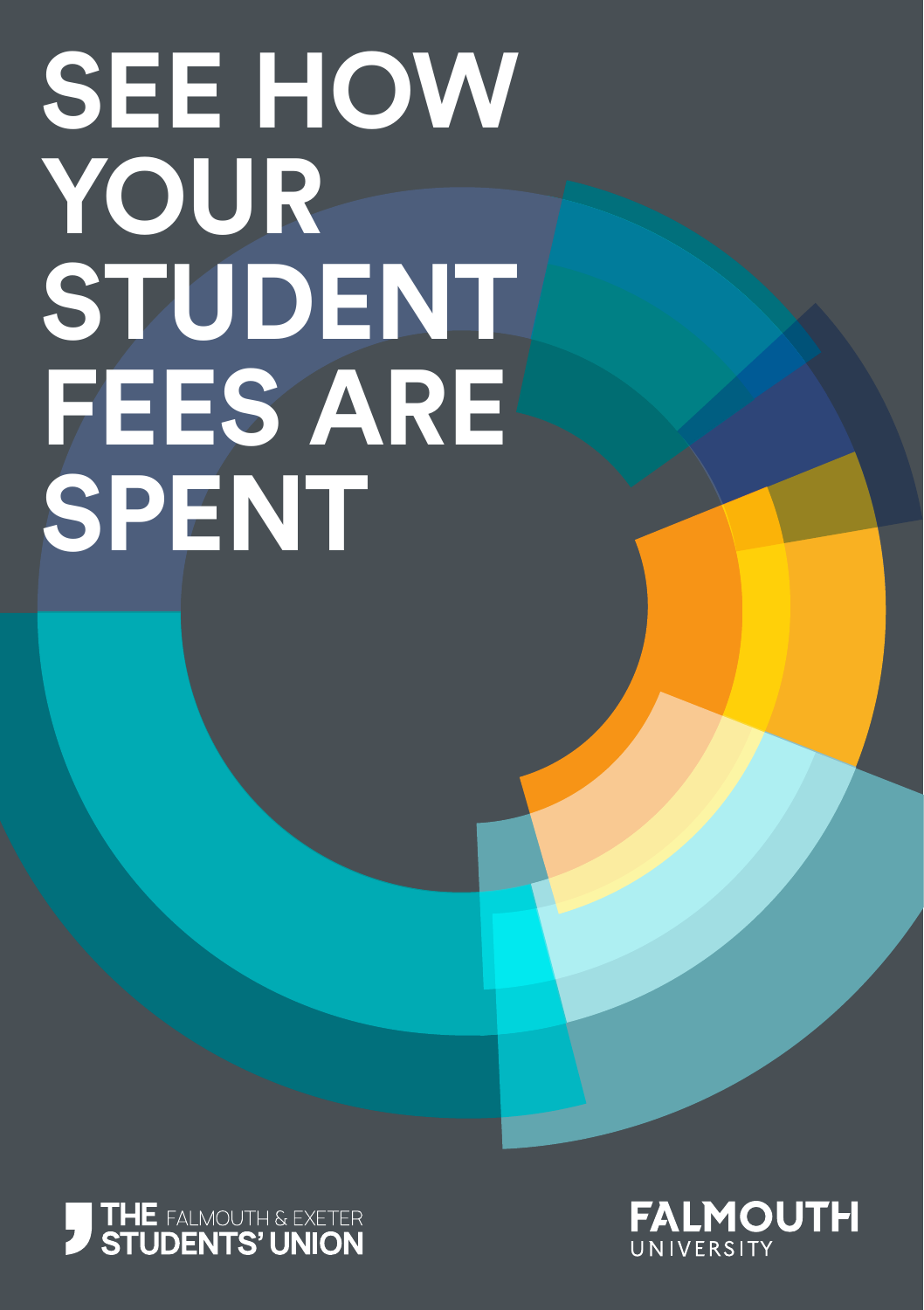# SEE HOW YOUR STUDENT FEES ARE SPENT

THE FALMOUTH & EXETER STUDENTS' UNION

FALMOUTH UNIVERSITY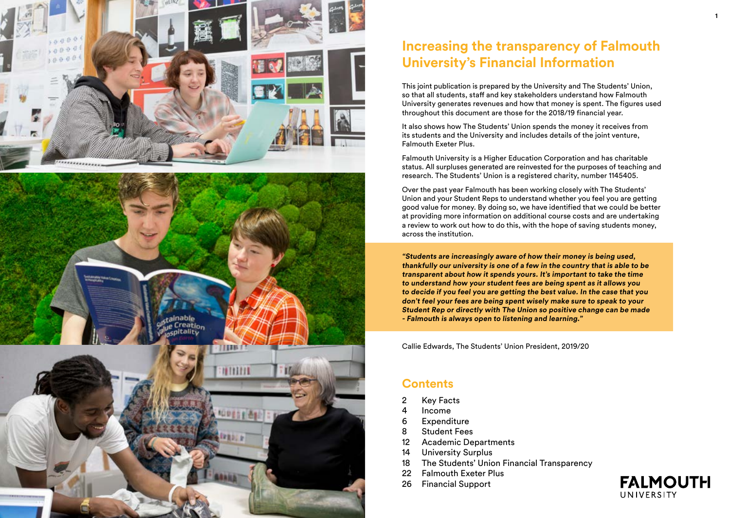# Increasing the transparency of Falmouth University's Financial Information

This joint publication is prepared by the University and The Students' Union, so that all students, staff and key stakeholders understand how Falmouth University generates revenues and how that money is spent. The figures used throughout this document are those for the 2018/19 financial year.

It also shows how The Students' Union spends the money it receives from its students and the University and includes details of the joint venture, Falmouth Exeter Plus.

Falmouth University is a Higher Education Corporation and has charitable status. All surpluses generated are reinvested for the purposes of teaching and research. The Students' Union is a registered charity, number 1145405.

Over the past year Falmouth has been working closely with The Students' Union and your Student Reps to understand whether you feel you are getting good value for money. By doing so, we have identified that we could be better at providing more information on additional course costs and are undertaking a review to work out how to do this, with the hope of saving students money, across the institution.

***"Students are increasingly aware of how their money is being used, thankfully our university is one of a few in the country that is able to be transparent about how it spends yours. It's important to take the time to understand how your student fees are being spent as it allows you to decide if you feel you are getting the best value. In the case that you don't feel your fees are being spent wisely make sure to speak to your Student Rep or directly with The Union so positive change can be made - Falmouth is always open to listening and learning."***

Callie Edwards, The Students' Union President, 2019/20

## Contents

- 2 Key Facts
- 4 Income
- 6 Expenditure
- 8 Student Fees
- 12 Academic Departments
- 14 University Surplus
- 18 The Students' Union Financial Transparency
- 22 Falmouth Exeter Plus
- 26 Financial Support

FALMOUTH UNIVERSITY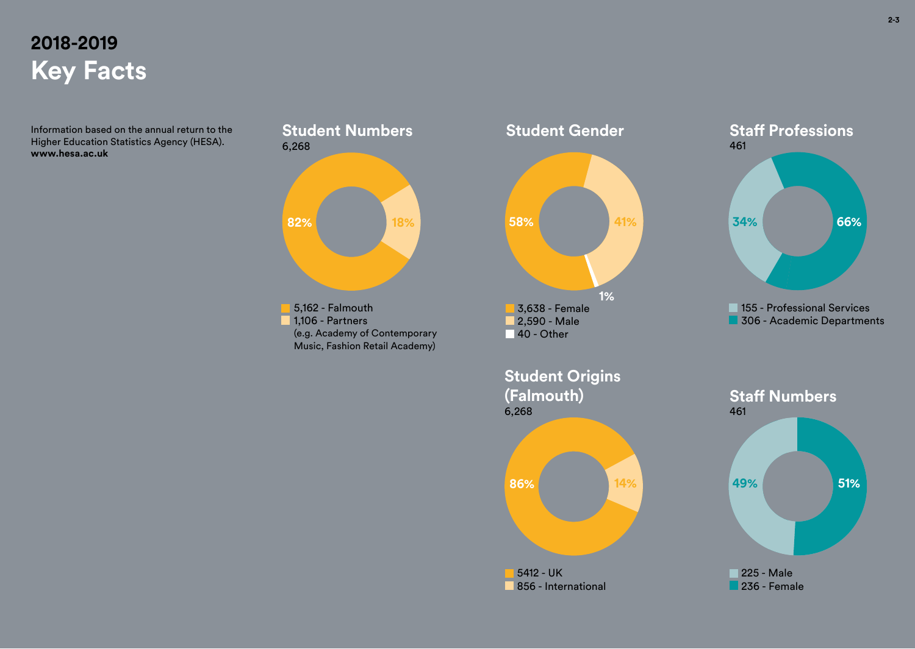2018-2019

# Key Facts

Information based on the annual return to the Higher Education Statistics Agency (HESA).
**www.hesa.ac.uk**

## Student Numbers

6,268

82% / 18%

- 5,162 - Falmouth
- 1,106 - Partners (e.g. Academy of Contemporary Music, Fashion Retail Academy)

## Student Gender

58% / 41% / 1%

- 3,638 - Female
- 2,590 - Male
- 40 - Other

## Student Origins (Falmouth)

6,268

86% / 14%

- 5412 - UK
- 856 - International

## Staff Professions

461

34% / 66%

- 155 - Professional Services
- 306 - Academic Departments

## Staff Numbers

461

49% / 51%

- 225 - Male
- 236 - Female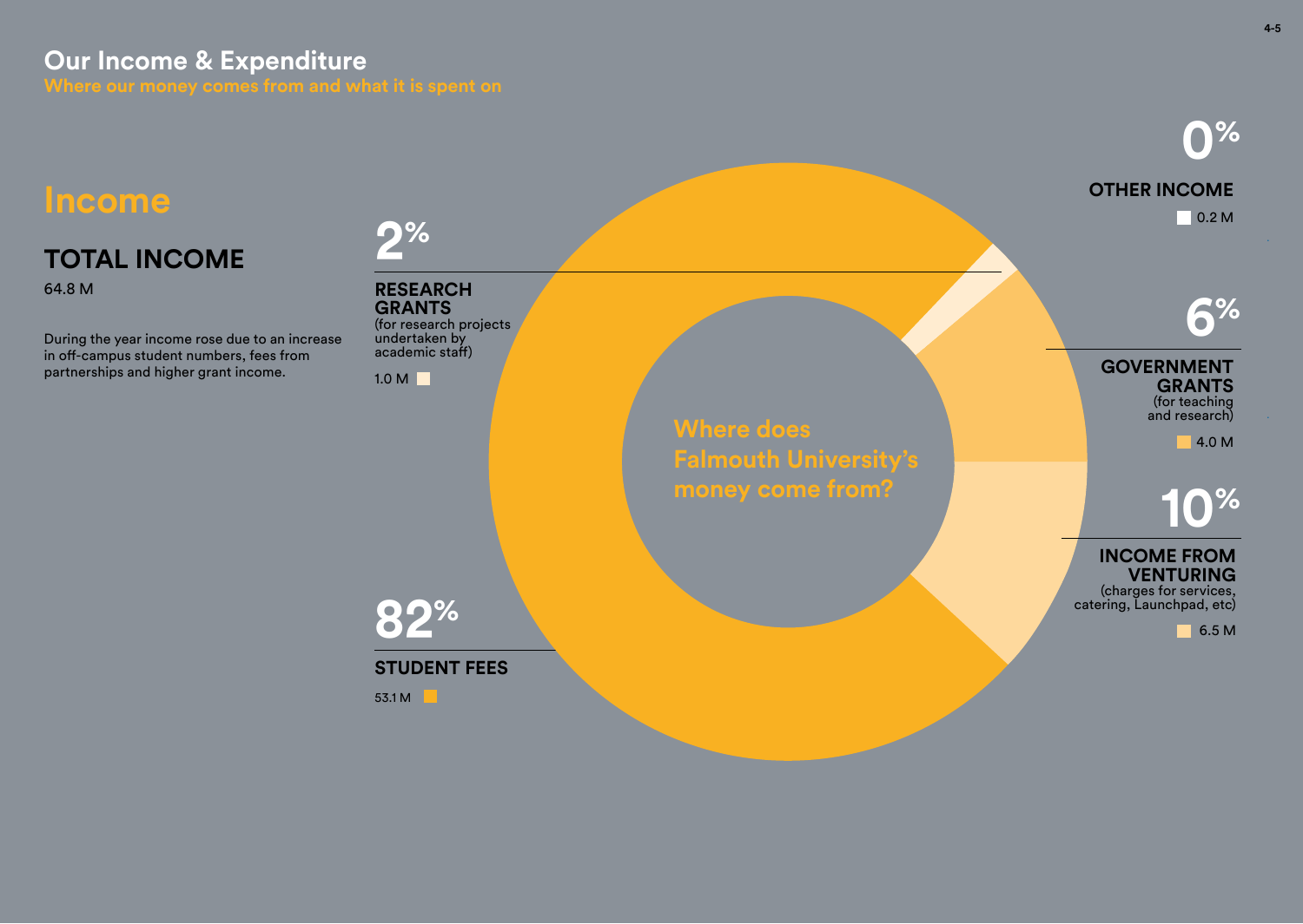## Our Income & Expenditure

**Where our money comes from and what it is spent on**

# Income

### TOTAL INCOME

64.8 M

During the year income rose due to an increase in off-campus student numbers, fees from partnerships and higher grant income.

**Where does Falmouth University's money come from?**

**2%**

**RESEARCH GRANTS**
(for research projects undertaken by academic staff)

1.0 M

**82%**

**STUDENT FEES**

53.1 M

**0%**

**OTHER INCOME**

0.2 M

**6%**

**GOVERNMENT GRANTS**
(for teaching and research)

4.0 M

**10%**

**INCOME FROM VENTURING**
(charges for services, catering, Launchpad, etc)

6.5 M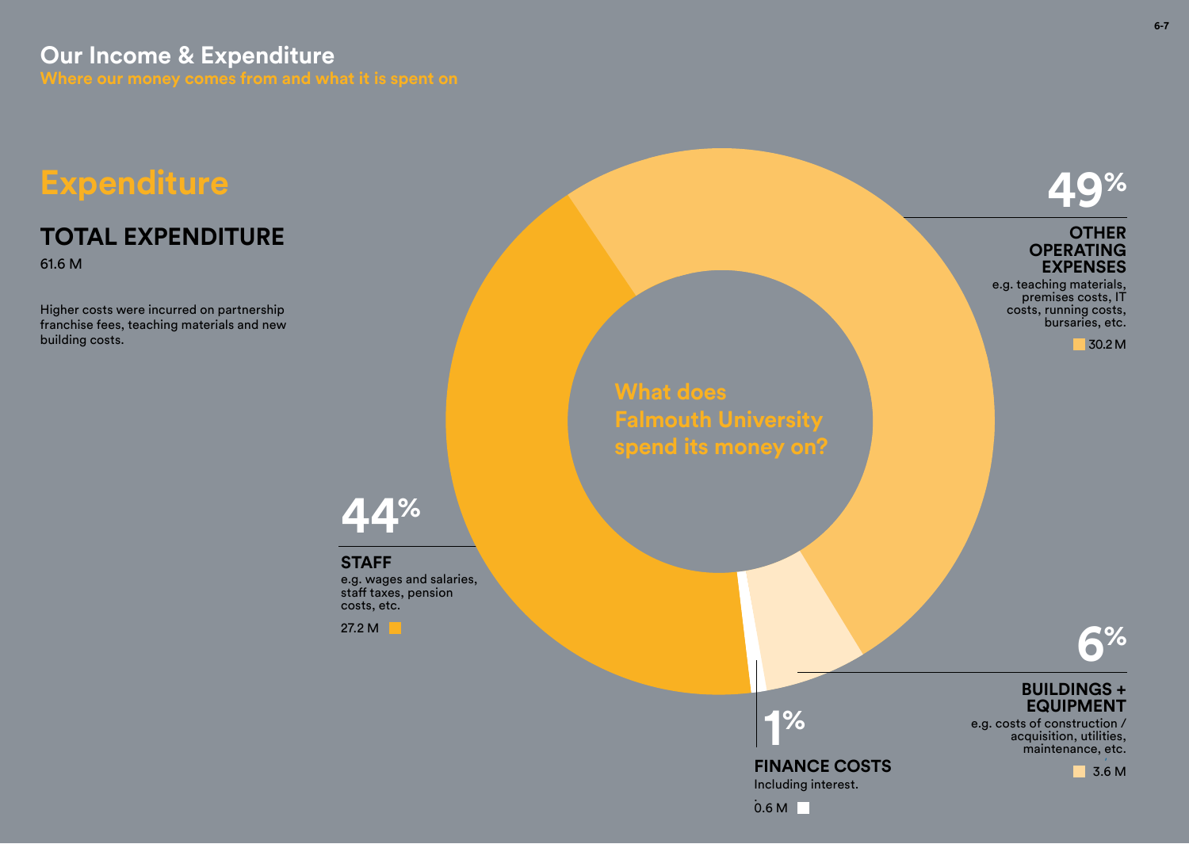## Our Income & Expenditure

**Where our money comes from and what it is spent on**

# Expenditure

## TOTAL EXPENDITURE

61.6 M

Higher costs were incurred on partnership franchise fees, teaching materials and new building costs.

**What does Falmouth University spend its money on?**

**49%**

**OTHER OPERATING EXPENSES**

e.g. teaching materials, premises costs, IT costs, running costs, bursaries, etc.

30.2 M

**44%**

**STAFF**

e.g. wages and salaries, staff taxes, pension costs, etc.

27.2 M

**6%**

**BUILDINGS + EQUIPMENT**

e.g. costs of construction / acquisition, utilities, maintenance, etc.

3.6 M

**1%**

**FINANCE COSTS**

Including interest.

0.6 M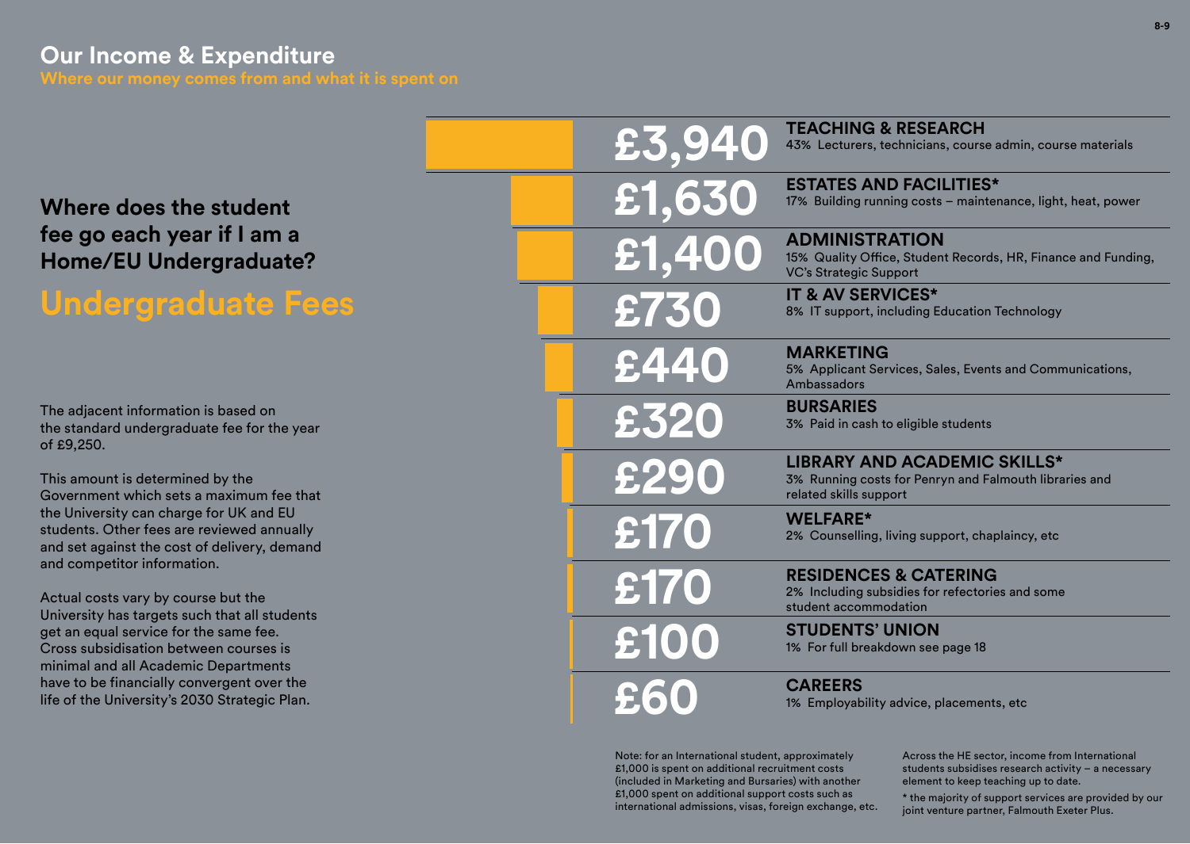## Our Income & Expenditure

**Where our money comes from and what it is spent on**

### Where does the student fee go each year if I am a Home/EU Undergraduate?

# Undergraduate Fees

The adjacent information is based on the standard undergraduate fee for the year of £9,250.

This amount is determined by the Government which sets a maximum fee that the University can charge for UK and EU students. Other fees are reviewed annually and set against the cost of delivery, demand and competitor information.

Actual costs vary by course but the University has targets such that all students get an equal service for the same fee. Cross subsidisation between courses is minimal and all Academic Departments have to be financially convergent over the life of the University's 2030 Strategic Plan.

| Amount | Category | Share | Description |
|---|---|---|---|
| £3,940 | TEACHING & RESEARCH | 43% | Lecturers, technicians, course admin, course materials |
| £1,630 | ESTATES AND FACILITIES* | 17% | Building running costs – maintenance, light, heat, power |
| £1,400 | ADMINISTRATION | 15% | Quality Office, Student Records, HR, Finance and Funding, VC's Strategic Support |
| £730 | IT & AV SERVICES* | 8% | IT support, including Education Technology |
| £440 | MARKETING | 5% | Applicant Services, Sales, Events and Communications, Ambassadors |
| £320 | BURSARIES | 3% | Paid in cash to eligible students |
| £290 | LIBRARY AND ACADEMIC SKILLS* | 3% | Running costs for Penryn and Falmouth libraries and related skills support |
| £170 | WELFARE* | 2% | Counselling, living support, chaplaincy, etc |
| £170 | RESIDENCES & CATERING | 2% | Including subsidies for refectories and some student accommodation |
| £100 | STUDENTS' UNION | 1% | For full breakdown see page 18 |
| £60 | CAREERS | 1% | Employability advice, placements, etc |

Note: for an International student, approximately £1,000 is spent on additional recruitment costs (included in Marketing and Bursaries) with another £1,000 spent on additional support costs such as international admissions, visas, foreign exchange, etc.

Across the HE sector, income from International students subsidises research activity – a necessary element to keep teaching up to date.

* the majority of support services are provided by our joint venture partner, Falmouth Exeter Plus.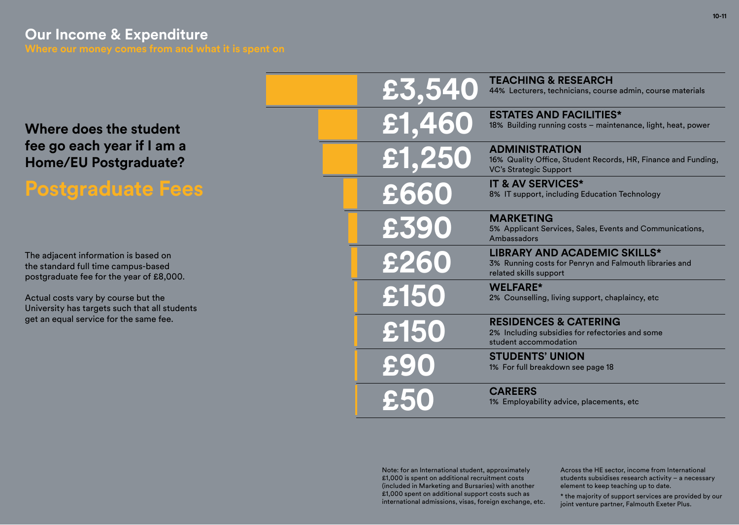## Our Income & Expenditure

**Where our money comes from and what it is spent on**

### Where does the student fee go each year if I am a Home/EU Postgraduate?

# Postgraduate Fees

The adjacent information is based on the standard full time campus-based postgraduate fee for the year of £8,000.

Actual costs vary by course but the University has targets such that all students get an equal service for the same fee.

| Amount | Category | Description |
|---|---|---|
| £3,540 | **TEACHING & RESEARCH** | 44% Lecturers, technicians, course admin, course materials |
| £1,460 | **ESTATES AND FACILITIES*** | 18% Building running costs – maintenance, light, heat, power |
| £1,250 | **ADMINISTRATION** | 16% Quality Office, Student Records, HR, Finance and Funding, VC's Strategic Support |
| £660 | **IT & AV SERVICES*** | 8% IT support, including Education Technology |
| £390 | **MARKETING** | 5% Applicant Services, Sales, Events and Communications, Ambassadors |
| £260 | **LIBRARY AND ACADEMIC SKILLS*** | 3% Running costs for Penryn and Falmouth libraries and related skills support |
| £150 | **WELFARE*** | 2% Counselling, living support, chaplaincy, etc |
| £150 | **RESIDENCES & CATERING** | 2% Including subsidies for refectories and some student accommodation |
| £90 | **STUDENTS' UNION** | 1% For full breakdown see page 18 |
| £50 | **CAREERS** | 1% Employability advice, placements, etc |

Note: for an International student, approximately £1,000 is spent on additional recruitment costs (included in Marketing and Bursaries) with another £1,000 spent on additional support costs such as international admissions, visas, foreign exchange, etc.

Across the HE sector, income from International students subsidises research activity – a necessary element to keep teaching up to date.

* the majority of support services are provided by our joint venture partner, Falmouth Exeter Plus.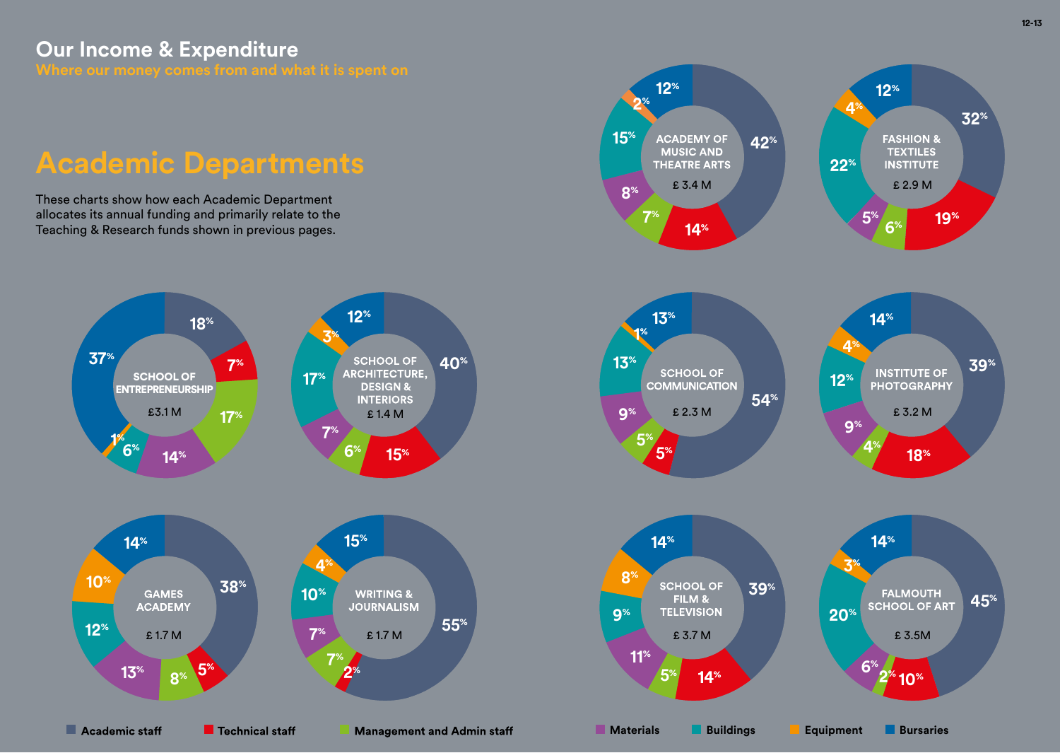# Our Income & Expenditure

**Where our money comes from and what it is spent on**

## Academic Departments

These charts show how each Academic Department allocates its annual funding and primarily relate to the Teaching & Research funds shown in previous pages.

| Department | Funding | Academic staff | Technical staff | Management and Admin staff | Materials | Buildings | Equipment | Bursaries |
|---|---|---|---|---|---|---|---|---|
| Academy of Music and Theatre Arts | £ 3.4 M | 42% | 14% | 7% | 8% | 15% | 2% | 12% |
| Fashion & Textiles Institute | £ 2.9 M | 32% | 19% | 6% | 5% | 22% | 4% | 12% |
| School of Entrepreneurship | £3.1 M | 18% | 7% | 17% | 14% | 6% | 1% | 37% |
| School of Architecture, Design & Interiors | £ 1.4 M | 40% | 15% | 6% | 7% | 17% | 3% | 12% |
| School of Communication | £ 2.3 M | 54% | 5% | 5% | 9% | 13% | 1% | 13% |
| Institute of Photography | £ 3.2 M | 39% | 18% | 4% | 9% | 12% | 4% | 14% |
| Games Academy | £ 1.7 M | 38% | 5% | 8% | 13% | 12% | 10% | 14% |
| Writing & Journalism | £ 1.7 M | 55% | 2% | 7% | 7% | 10% | 4% | 15% |
| School of Film & Television | £ 3.7 M | 39% | 14% | 5% | 11% | 9% | 8% | 14% |
| Falmouth School of Art | £ 3.5M | 45% | 10% | 2% | 6% | 20% | 3% | 14% |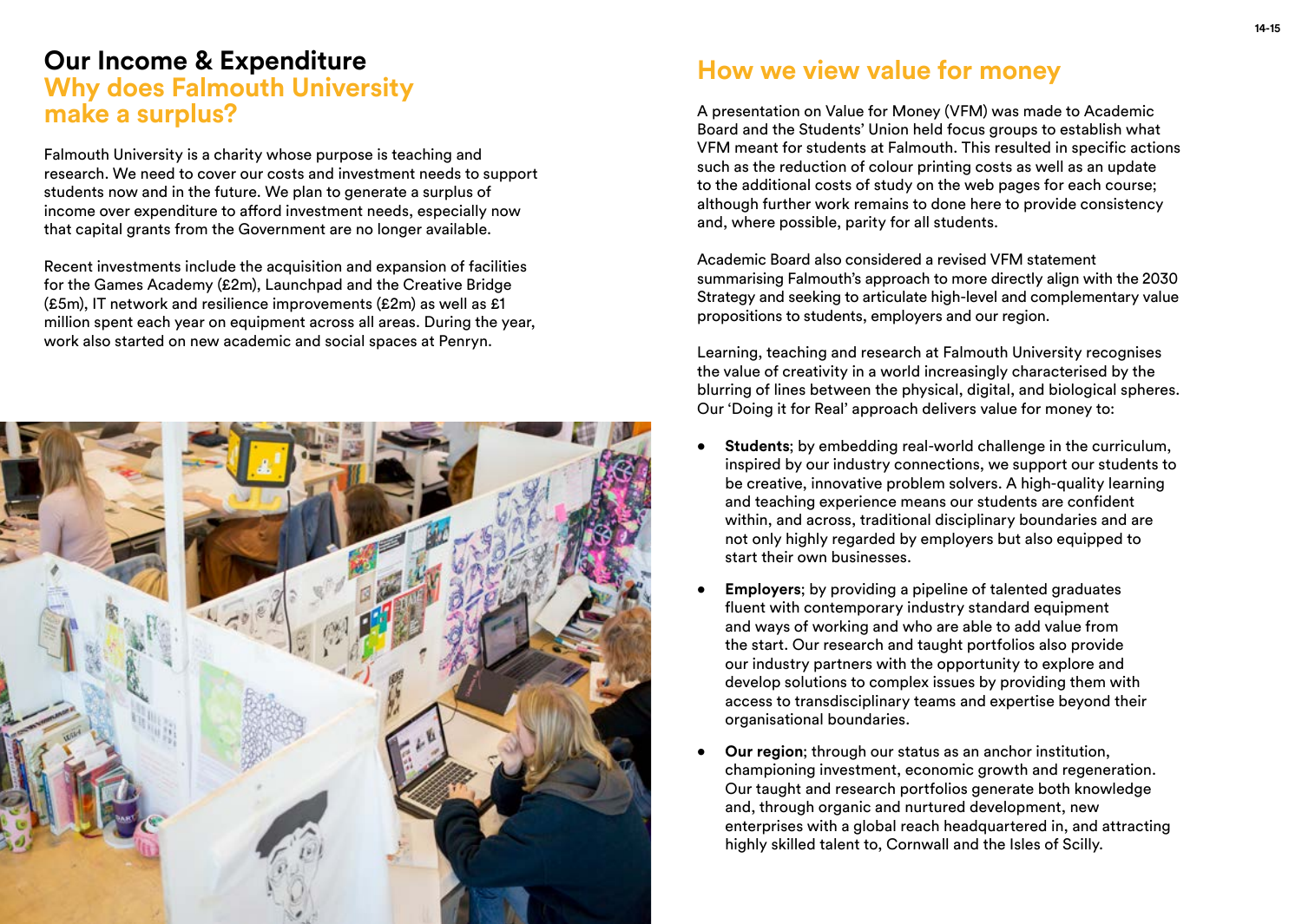## Our Income & Expenditure

## Why does Falmouth University make a surplus?

Falmouth University is a charity whose purpose is teaching and research. We need to cover our costs and investment needs to support students now and in the future. We plan to generate a surplus of income over expenditure to afford investment needs, especially now that capital grants from the Government are no longer available.

Recent investments include the acquisition and expansion of facilities for the Games Academy (£2m), Launchpad and the Creative Bridge (£5m), IT network and resilience improvements (£2m) as well as £1 million spent each year on equipment across all areas. During the year, work also started on new academic and social spaces at Penryn.

## How we view value for money

A presentation on Value for Money (VFM) was made to Academic Board and the Students' Union held focus groups to establish what VFM meant for students at Falmouth. This resulted in specific actions such as the reduction of colour printing costs as well as an update to the additional costs of study on the web pages for each course; although further work remains to done here to provide consistency and, where possible, parity for all students.

Academic Board also considered a revised VFM statement summarising Falmouth's approach to more directly align with the 2030 Strategy and seeking to articulate high-level and complementary value propositions to students, employers and our region.

Learning, teaching and research at Falmouth University recognises the value of creativity in a world increasingly characterised by the blurring of lines between the physical, digital, and biological spheres. Our 'Doing it for Real' approach delivers value for money to:

- **Students**; by embedding real-world challenge in the curriculum, inspired by our industry connections, we support our students to be creative, innovative problem solvers. A high-quality learning and teaching experience means our students are confident within, and across, traditional disciplinary boundaries and are not only highly regarded by employers but also equipped to start their own businesses.
- **Employers**; by providing a pipeline of talented graduates fluent with contemporary industry standard equipment and ways of working and who are able to add value from the start. Our research and taught portfolios also provide our industry partners with the opportunity to explore and develop solutions to complex issues by providing them with access to transdisciplinary teams and expertise beyond their organisational boundaries.
- **Our region**; through our status as an anchor institution, championing investment, economic growth and regeneration. Our taught and research portfolios generate both knowledge and, through organic and nurtured development, new enterprises with a global reach headquartered in, and attracting highly skilled talent to, Cornwall and the Isles of Scilly.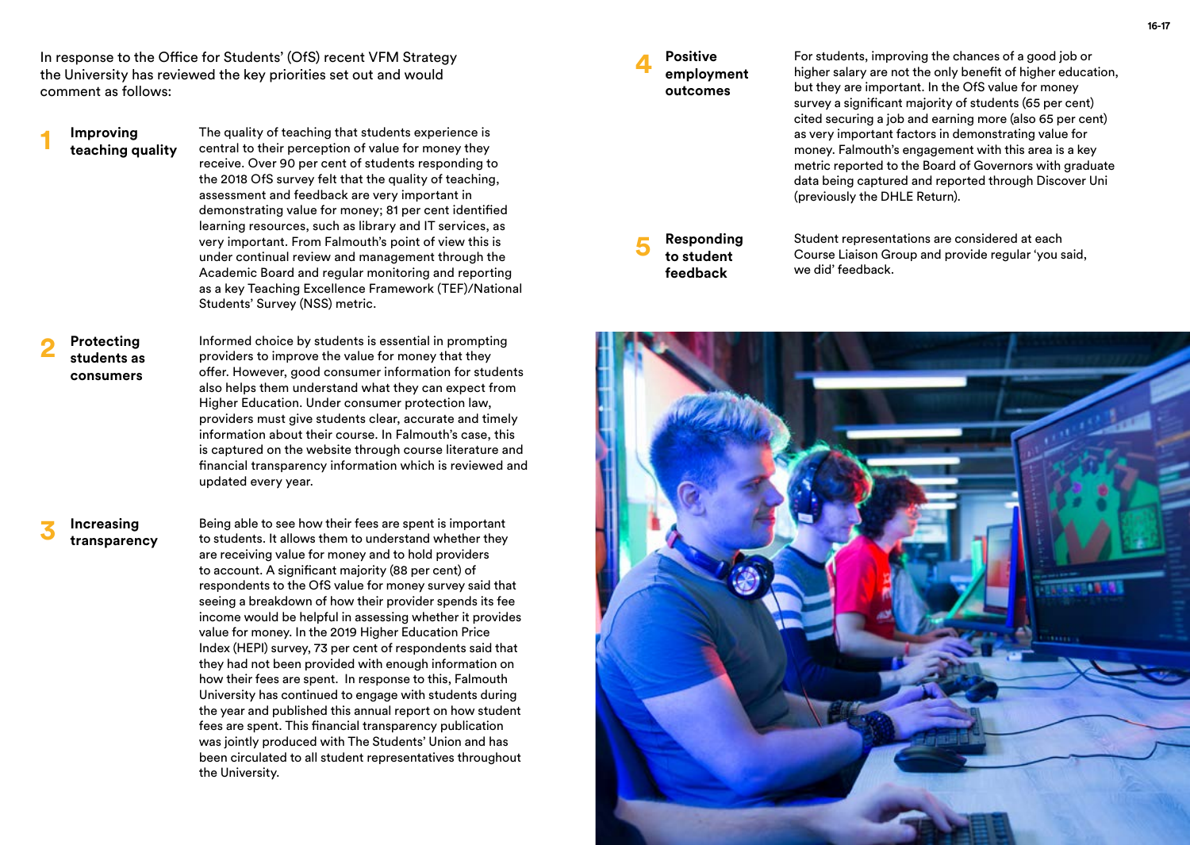In response to the Office for Students' (OfS) recent VFM Strategy the University has reviewed the key priorities set out and would comment as follows:

### 1 Improving teaching quality

The quality of teaching that students experience is central to their perception of value for money they receive. Over 90 per cent of students responding to the 2018 OfS survey felt that the quality of teaching, assessment and feedback are very important in demonstrating value for money; 81 per cent identified learning resources, such as library and IT services, as very important. From Falmouth's point of view this is under continual review and management through the Academic Board and regular monitoring and reporting as a key Teaching Excellence Framework (TEF)/National Students' Survey (NSS) metric.

### 2 Protecting students as consumers

Informed choice by students is essential in prompting providers to improve the value for money that they offer. However, good consumer information for students also helps them understand what they can expect from Higher Education. Under consumer protection law, providers must give students clear, accurate and timely information about their course. In Falmouth's case, this is captured on the website through course literature and financial transparency information which is reviewed and updated every year.

### 3 Increasing transparency

Being able to see how their fees are spent is important to students. It allows them to understand whether they are receiving value for money and to hold providers to account. A significant majority (88 per cent) of respondents to the OfS value for money survey said that seeing a breakdown of how their provider spends its fee income would be helpful in assessing whether it provides value for money. In the 2019 Higher Education Price Index (HEPI) survey, 73 per cent of respondents said that they had not been provided with enough information on how their fees are spent. In response to this, Falmouth University has continued to engage with students during the year and published this annual report on how student fees are spent. This financial transparency publication was jointly produced with The Students' Union and has been circulated to all student representatives throughout the University.

### 4 Positive employment outcomes

For students, improving the chances of a good job or higher salary are not the only benefit of higher education, but they are important. In the OfS value for money survey a significant majority of students (65 per cent) cited securing a job and earning more (also 65 per cent) as very important factors in demonstrating value for money. Falmouth's engagement with this area is a key metric reported to the Board of Governors with graduate data being captured and reported through Discover Uni (previously the DHLE Return).

### 5 Responding to student feedback

Student representations are considered at each Course Liaison Group and provide regular 'you said, we did' feedback.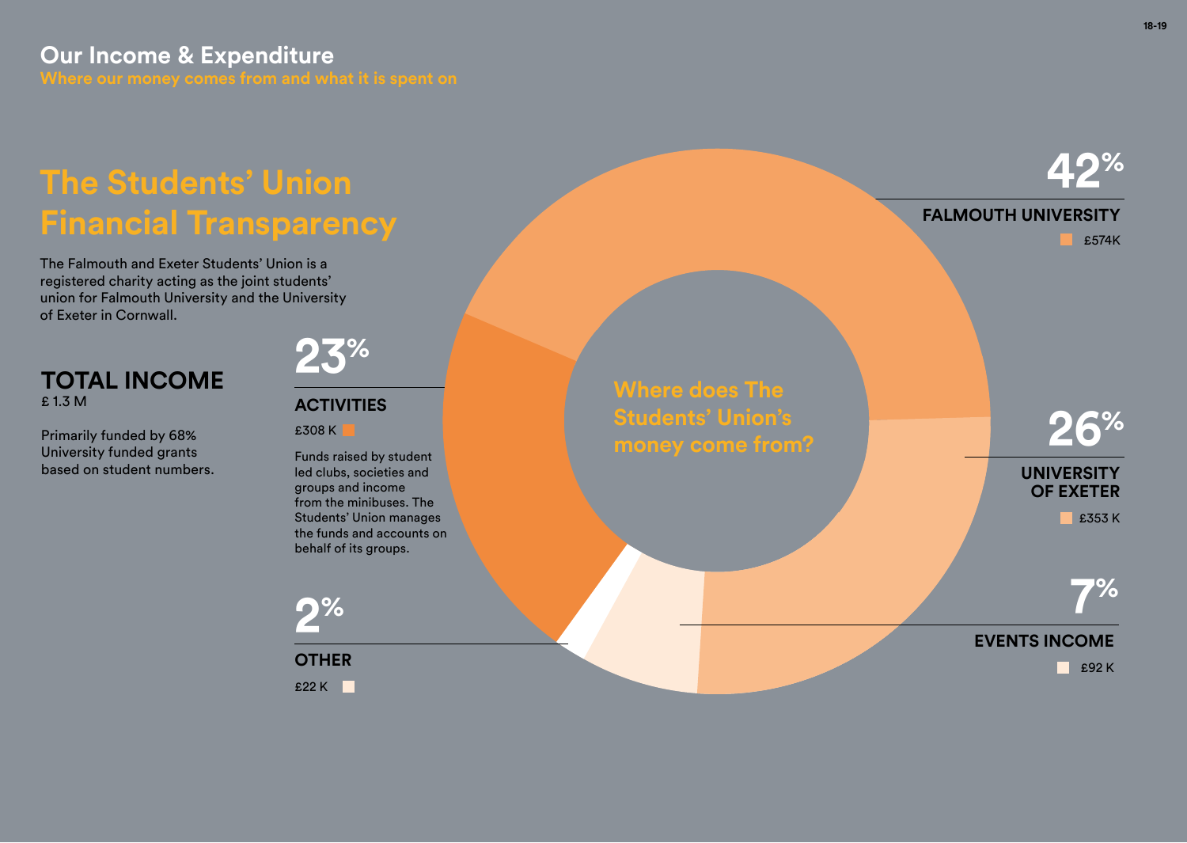## Our Income & Expenditure

**Where our money comes from and what it is spent on**

# The Students' Union Financial Transparency

The Falmouth and Exeter Students' Union is a registered charity acting as the joint students' union for Falmouth University and the University of Exeter in Cornwall.

### TOTAL INCOME

£ 1.3 M

Primarily funded by 68% University funded grants based on student numbers.

**Where does The Students' Union's money come from?**

**23%**

**ACTIVITIES**

£308 K

Funds raised by student led clubs, societies and groups and income from the minibuses. The Students' Union manages the funds and accounts on behalf of its groups.

**2%**

**OTHER**

£22 K

**42%**

**FALMOUTH UNIVERSITY**

£574K

**26%**

**UNIVERSITY OF EXETER**

£353 K

**7%**

**EVENTS INCOME**

£92 K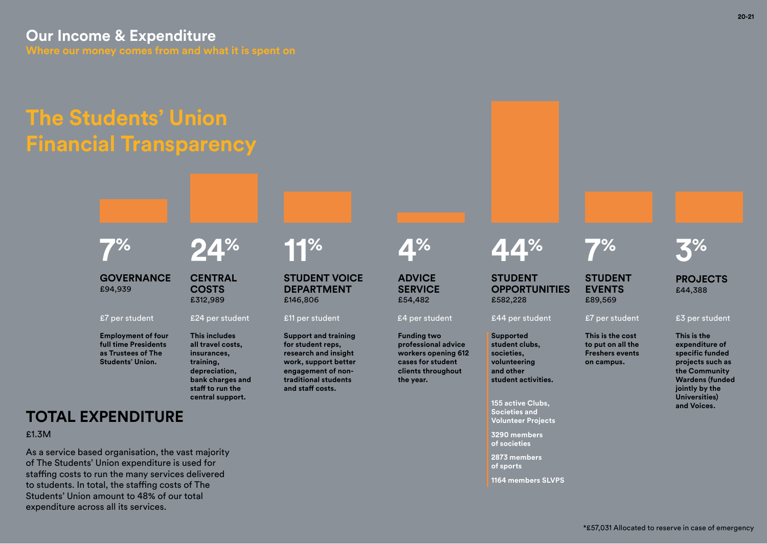## Our Income & Expenditure

Where our money comes from and what it is spent on

# The Students' Union Financial Transparency

### 7% GOVERNANCE
£94,939

£7 per student

**Employment of four full time Presidents as Trustees of The Students' Union.**

### 24% CENTRAL COSTS
£312,989

£24 per student

**This includes all travel costs, insurances, training, depreciation, bank charges and staff to run the central support.**

### 11% STUDENT VOICE DEPARTMENT
£146,806

£11 per student

**Support and training for student reps, research and insight work, support better engagement of non-traditional students and staff costs.**

### 4% ADVICE SERVICE
£54,482

£4 per student

**Funding two professional advice workers opening 612 cases for student clients throughout the year.**

### 44% STUDENT OPPORTUNITIES
£582,228

£44 per student

**Supported student clubs, societies, volunteering and other student activities.**

**155 active Clubs, Societies and Volunteer Projects**

**3290 members of societies**

**2873 members of sports**

**1164 members SLVPS**

### 7% STUDENT EVENTS
£89,569

£7 per student

**This is the cost to put on all the Freshers events on campus.**

### 3% PROJECTS
£44,388

£3 per student

**This is the expenditure of specific funded projects such as the Community Wardens (funded jointly by the Universities) and Voices.**

## TOTAL EXPENDITURE

£1.3M

As a service based organisation, the vast majority of The Students' Union expenditure is used for staffing costs to run the many services delivered to students. In total, the staffing costs of The Students' Union amount to 48% of our total expenditure across all its services.

*£57,031 Allocated to reserve in case of emergency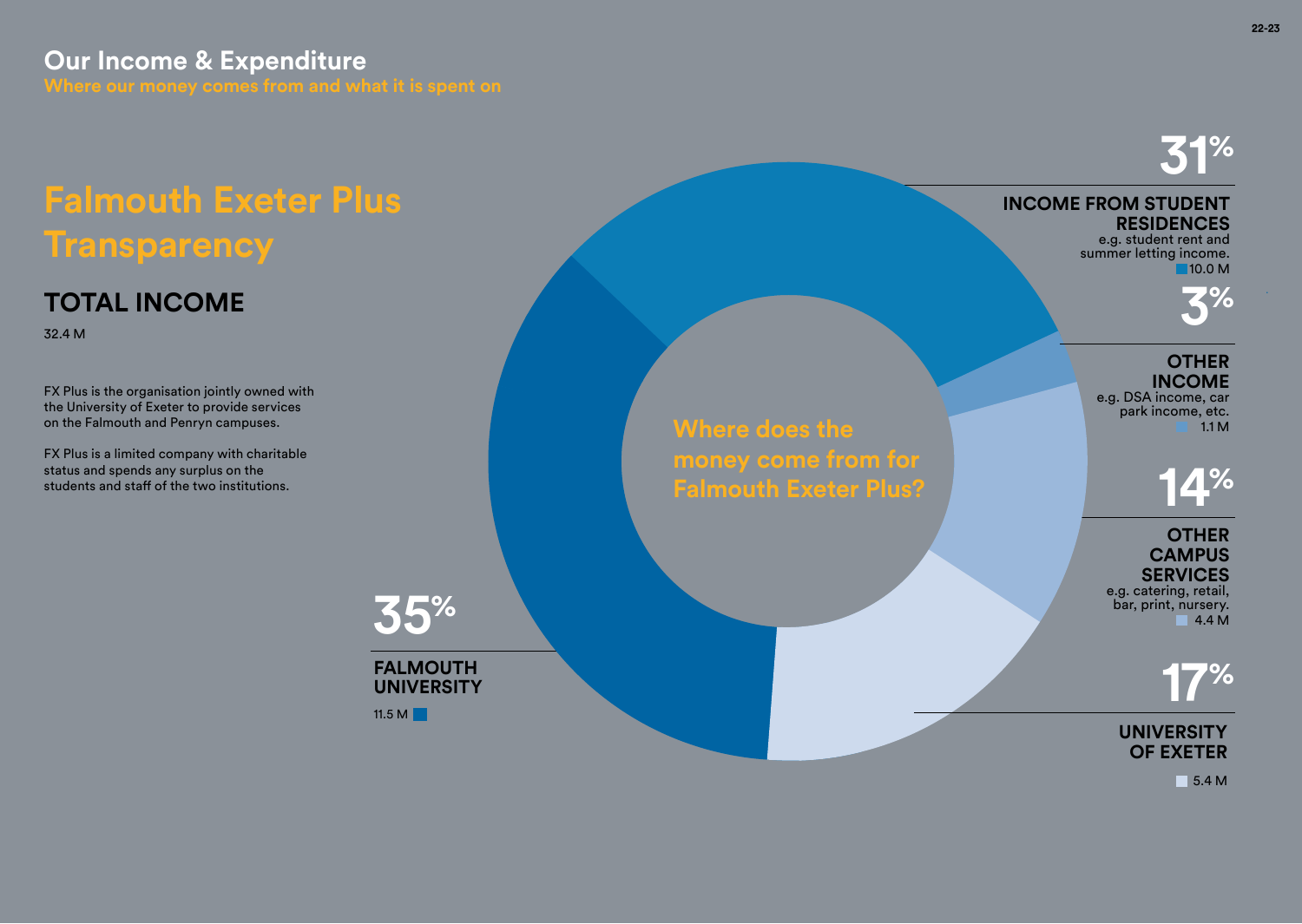## Our Income & Expenditure

**Where our money comes from and what it is spent on**

# Falmouth Exeter Plus Transparency

## TOTAL INCOME

32.4 M

FX Plus is the organisation jointly owned with the University of Exeter to provide services on the Falmouth and Penryn campuses.

FX Plus is a limited company with charitable status and spends any surplus on the students and staff of the two institutions.

**Where does the money come from for Falmouth Exeter Plus?**

**31%**

**INCOME FROM STUDENT RESIDENCES**
e.g. student rent and summer letting income.
10.0 M

**3%**

**OTHER INCOME**
e.g. DSA income, car park income, etc.
1.1 M

**14%**

**OTHER CAMPUS SERVICES**
e.g. catering, retail, bar, print, nursery.
4.4 M

**17%**

**UNIVERSITY OF EXETER**
5.4 M

**35%**

**FALMOUTH UNIVERSITY**
11.5 M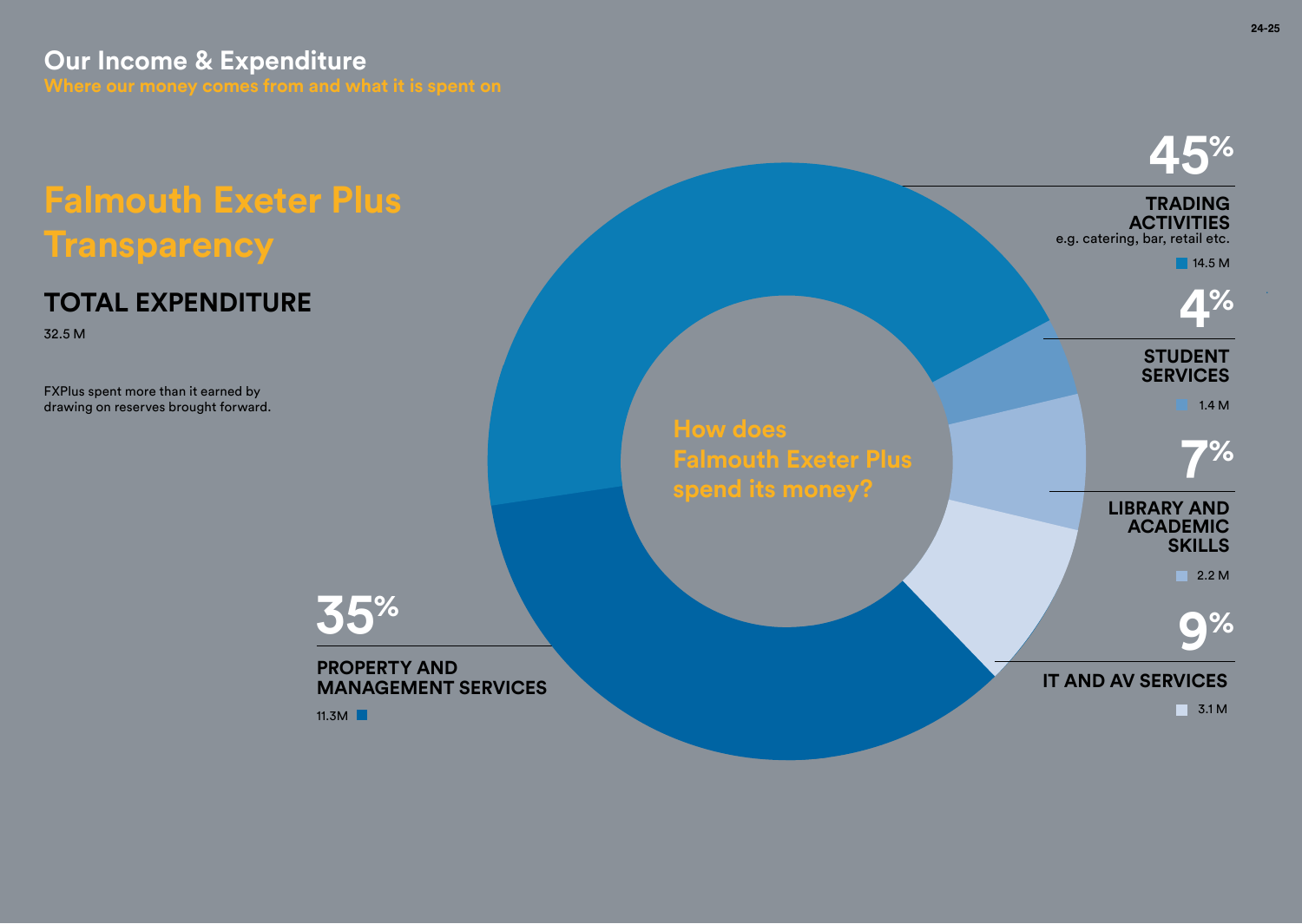## Our Income & Expenditure

**Where our money comes from and what it is spent on**

# Falmouth Exeter Plus Transparency

## TOTAL EXPENDITURE

32.5 M

FXPlus spent more than it earned by drawing on reserves brought forward.

How does Falmouth Exeter Plus spend its money?

**45%**

**TRADING ACTIVITIES**
e.g. catering, bar, retail etc.

14.5 M

**4%**

**STUDENT SERVICES**

1.4 M

**7%**

**LIBRARY AND ACADEMIC SKILLS**

2.2 M

**9%**

**IT AND AV SERVICES**

3.1 M

**35%**

**PROPERTY AND MANAGEMENT SERVICES**

11.3M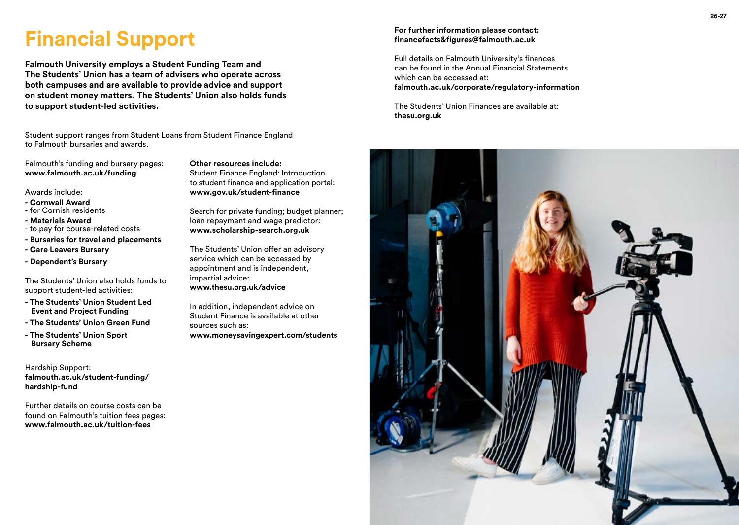# Financial Support

**Falmouth University employs a Student Funding Team and The Students' Union has a team of advisers who operate across both campuses and are available to provide advice and support on student money matters. The Students' Union also holds funds to support student-led activities.**

Student support ranges from Student Loans from Student Finance England to Falmouth bursaries and awards.

Falmouth's funding and bursary pages:
**www.falmouth.ac.uk/funding**

Awards include:

- **Cornwall Award**
  - for Cornish residents
- **Materials Award**
  - to pay for course-related costs
- **Bursaries for travel and placements**
- **Care Leavers Bursary**
- **Dependent's Bursary**

The Students' Union also holds funds to support student-led activities:

- **The Students' Union Student Led Event and Project Funding**
- **The Students' Union Green Fund**
- **The Students' Union Sport Bursary Scheme**

Hardship Support:
**falmouth.ac.uk/student-funding/hardship-fund**

Further details on course costs can be found on Falmouth's tuition fees pages:
**www.falmouth.ac.uk/tuition-fees**

**Other resources include:**
Student Finance England: Introduction to student finance and application portal:
**www.gov.uk/student-finance**

Search for private funding; budget planner; loan repayment and wage predictor:
**www.scholarship-search.org.uk**

The Students' Union offer an advisory service which can be accessed by appointment and is independent, impartial advice:
**www.thesu.org.uk/advice**

In addition, independent advice on Student Finance is available at other sources such as:
**www.moneysavingexpert.com/students**

**For further information please contact:**
**financefacts&figures@falmouth.ac.uk**

Full details on Falmouth University's finances can be found in the Annual Financial Statements which can be accessed at:
**falmouth.ac.uk/corporate/regulatory-information**

The Students' Union Finances are available at:
**thesu.org.uk**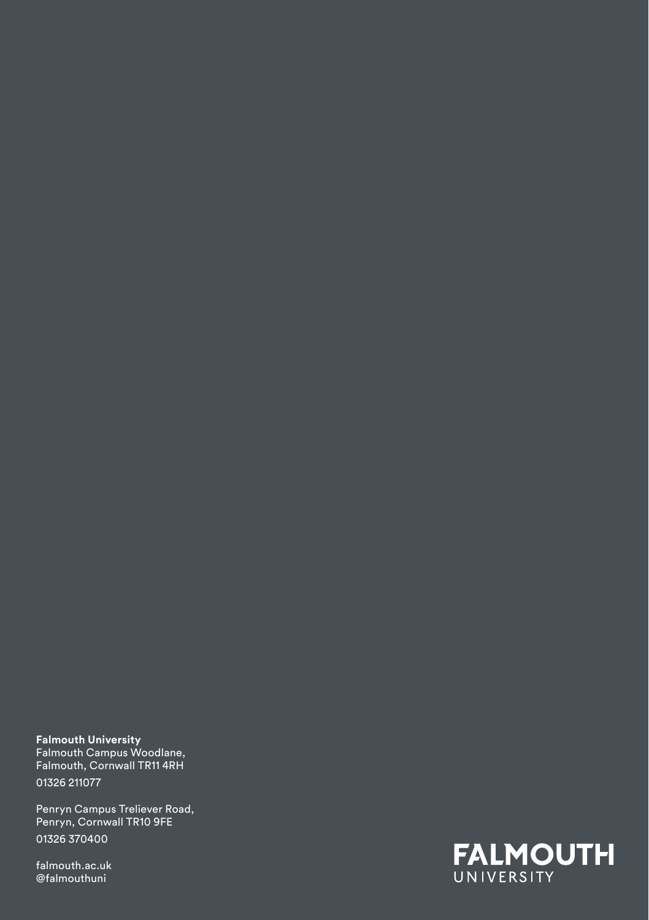**Falmouth University**
Falmouth Campus Woodlane,
Falmouth, Cornwall TR11 4RH
01326 211077

Penryn Campus Treliever Road,
Penryn, Cornwall TR10 9FE
01326 370400

falmouth.ac.uk
@falmouthuni

FALMOUTH
UNIVERSITY